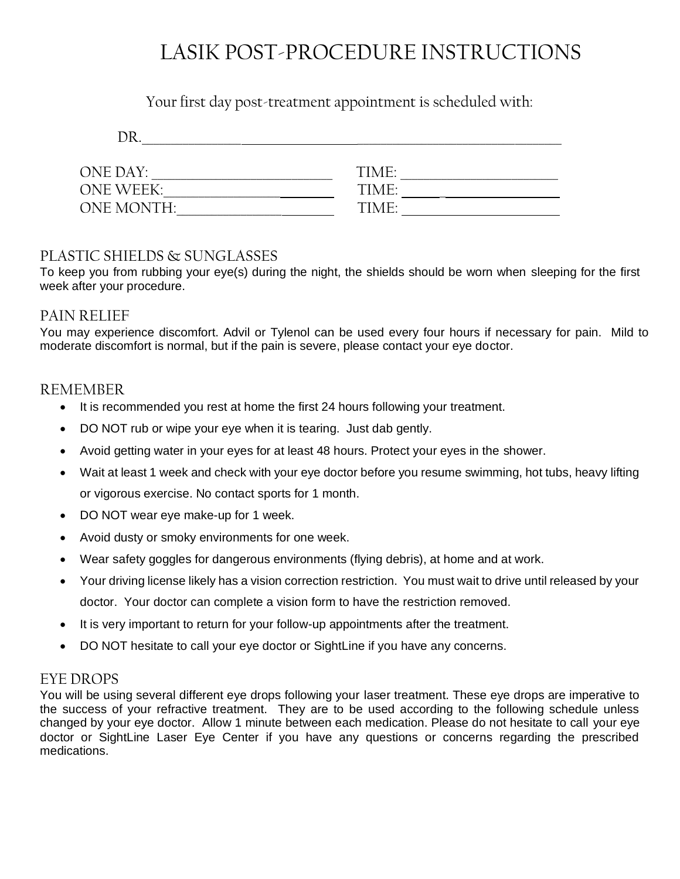# LASIK POST-PROCEDURE INSTRUCTIONS

Your first day post-treatment appointment is scheduled with:

DR.\_\_\_\_\_\_\_\_\_\_\_\_\_\_\_\_\_\_\_\_\_\_\_\_\_\_\_\_\_\_\_\_\_\_\_\_\_\_\_\_\_\_\_\_\_\_\_\_\_\_

ONE DAY: \_\_\_\_\_\_\_\_\_\_\_\_\_\_\_\_\_\_\_\_ TIME: \_\_\_\_\_\_\_\_\_\_\_\_\_\_\_\_\_\_

ONE WEEK:\_\_\_\_\_\_\_\_\_\_\_\_\_\_\_\_\_\_\_\_ TIME: \_\_\_\_\_\_\_\_\_\_\_\_\_\_\_\_\_\_

ONE MONTH:\_\_\_\_\_\_\_\_\_\_\_\_\_\_\_\_\_\_\_ TIME: \_\_\_\_\_\_\_\_\_\_\_\_\_\_\_\_\_\_

## PLASTIC SHIELDS & SUNGLASSES

To keep you from rubbing your eye(s) during the night, the shields should be worn when sleeping for the first week after your procedure.

## PAIN RELIEF

You may experience discomfort. Advil or Tylenol can be used every four hours if necessary for pain. Mild to moderate discomfort is normal, but if the pain is severe, please contact your eye doctor.

## REMEMBER

- It is recommended you rest at home the first 24 hours following your treatment.
- DO NOT rub or wipe your eye when it is tearing. Just dab gently.
- Avoid getting water in your eyes for at least 48 hours. Protect your eyes in the shower.
- Wait at least 1 week and check with your eye doctor before you resume swimming, hot tubs, heavy lifting or vigorous exercise. No contact sports for 1 month.
- DO NOT wear eye make-up for 1 week.
- Avoid dusty or smoky environments for one week.
- Wear safety goggles for dangerous environments (flying debris), at home and at work.
- Your driving license likely has a vision correction restriction. You must wait to drive until released by your doctor. Your doctor can complete a vision form to have the restriction removed.
- It is very important to return for your follow-up appointments after the treatment.
- DO NOT hesitate to call your eye doctor or SightLine if you have any concerns.

## EYE DROPS

You will be using several different eye drops following your laser treatment. These eye drops are imperative to the success of your refractive treatment. They are to be used according to the following schedule unless changed by your eye doctor. Allow 1 minute between each medication. Please do not hesitate to call your eye doctor or SightLine Laser Eye Center if you have any questions or concerns regarding the prescribed medications.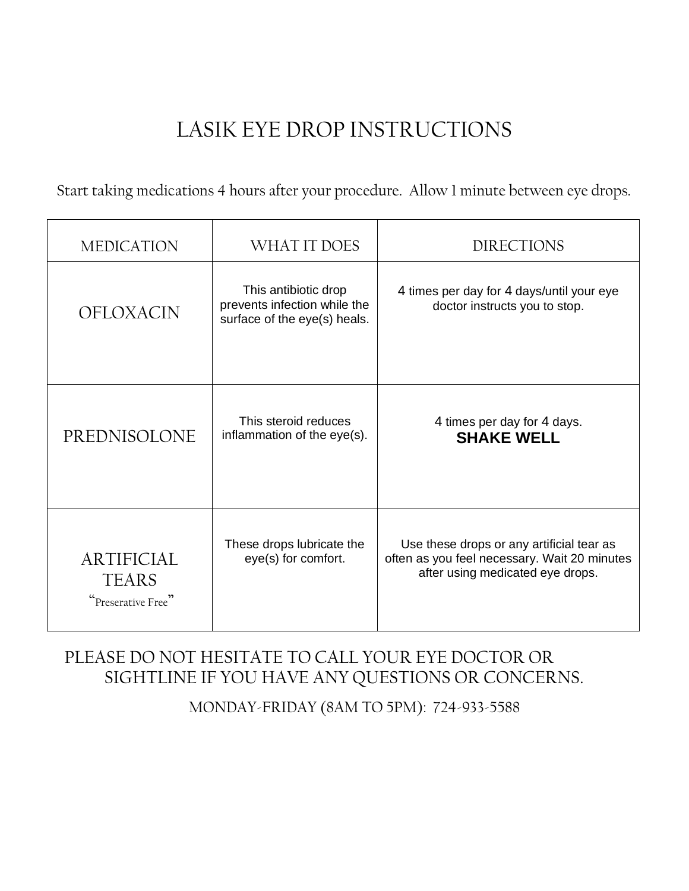# LASIK EYE DROP INSTRUCTIONS

Start taking medications 4 hours after your procedure. Allow 1 minute between eye drops.

| MEDICATION | WHAT IT DOES | DIRECTIONS |
| --- | --- | --- |
| OFLOXACIN | This antibiotic drop prevents infection while the surface of the eye(s) heals. | 4 times per day for 4 days/until your eye doctor instructs you to stop. |
| PREDNISOLONE | This steroid reduces inflammation of the eye(s). | 4 times per day for 4 days. **SHAKE WELL** |
| ARTIFICIAL TEARS "Preserative Free" | These drops lubricate the eye(s) for comfort. | Use these drops or any artificial tear as often as you feel necessary. Wait 20 minutes after using medicated eye drops. |

PLEASE DO NOT HESITATE TO CALL YOUR EYE DOCTOR OR SIGHTLINE IF YOU HAVE ANY QUESTIONS OR CONCERNS.

MONDAY-FRIDAY (8AM TO 5PM): 724-933-5588